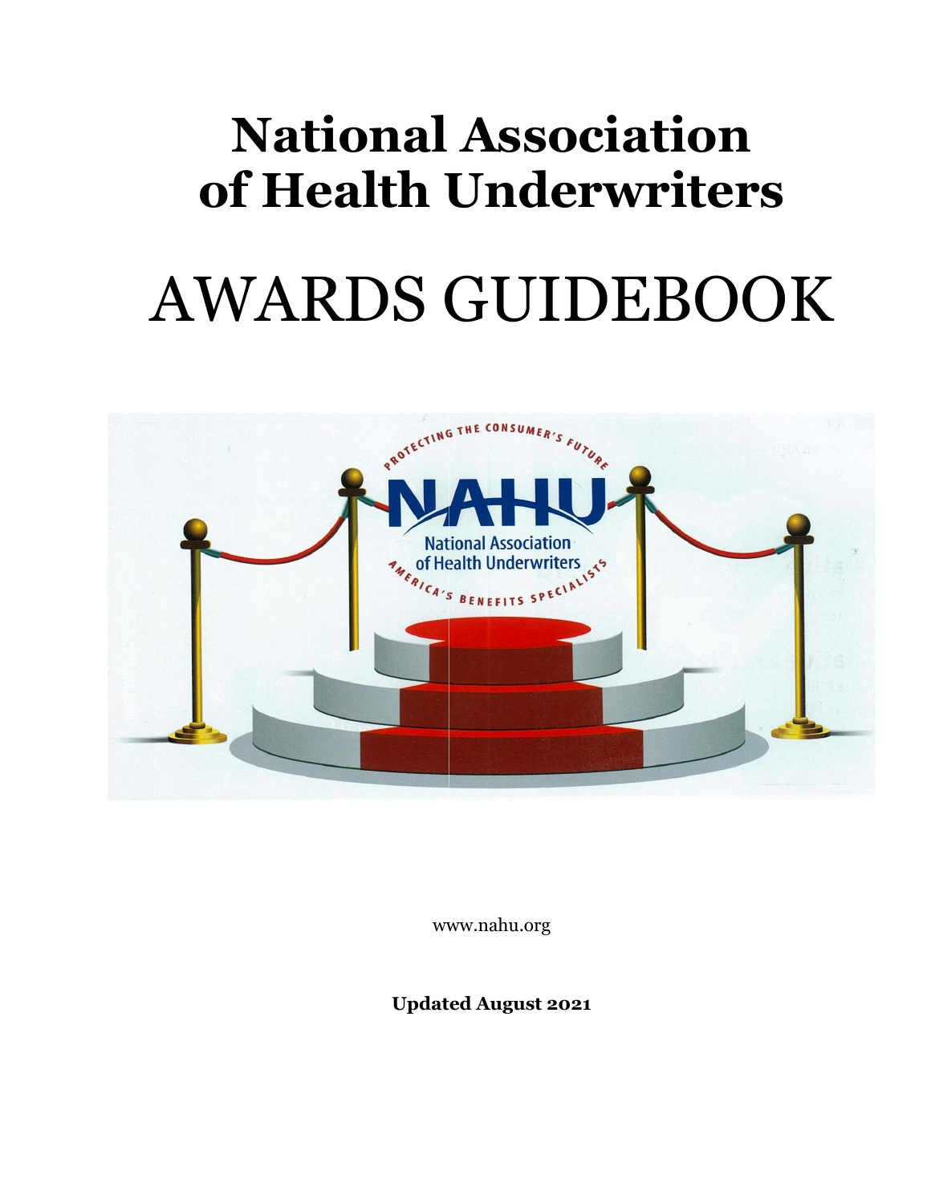# National Association of Health Underwriters

# AWARDS GUIDEBOOK

www.nahu.org

**Updated August 2021**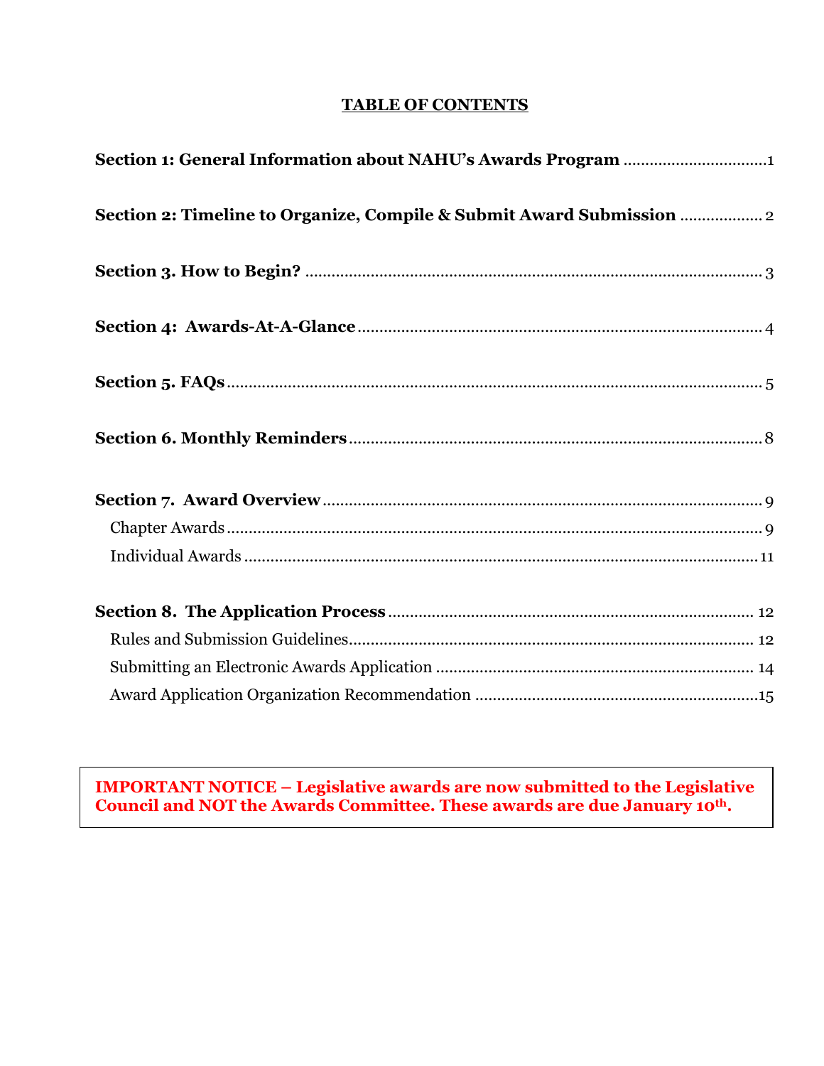# TABLE OF CONTENTS

**Section 1: General Information about NAHU's Awards Program** ................................1

**Section 2: Timeline to Organize, Compile & Submit Award Submission** .................. 2

**Section 3. How to Begin?** ........................................................................................ 3

**Section 4: Awards-At-A-Glance** ................................................................................ 4

**Section 5. FAQs** ....................................................................................................... 5

**Section 6. Monthly Reminders** .................................................................................. 8

**Section 7. Award Overview** ....................................................................................... 9

- Chapter Awards ........................................................................................................ 9
- Individual Awards ..................................................................................................... 11

**Section 8. The Application Process** ........................................................................ 12

- Rules and Submission Guidelines ............................................................................ 12
- Submitting an Electronic Awards Application ......................................................... 14
- Award Application Organization Recommendation ..................................................15

**IMPORTANT NOTICE – Legislative awards are now submitted to the Legislative Council and NOT the Awards Committee. These awards are due January 10th.**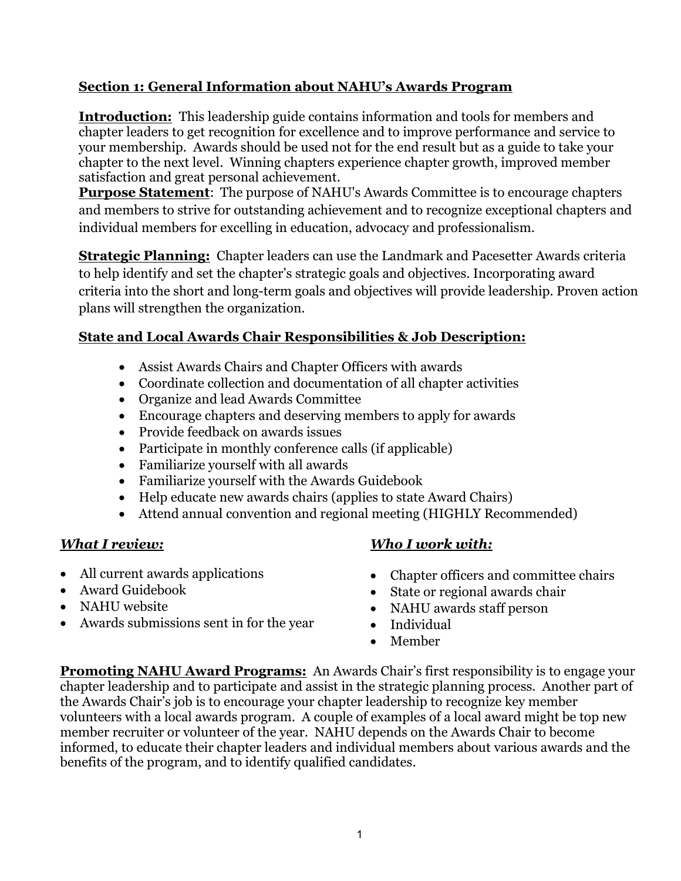## Section 1: General Information about NAHU's Awards Program

**Introduction:** This leadership guide contains information and tools for members and chapter leaders to get recognition for excellence and to improve performance and service to your membership. Awards should be used not for the end result but as a guide to take your chapter to the next level. Winning chapters experience chapter growth, improved member satisfaction and great personal achievement.

**Purpose Statement**: The purpose of NAHU's Awards Committee is to encourage chapters and members to strive for outstanding achievement and to recognize exceptional chapters and individual members for excelling in education, advocacy and professionalism.

**Strategic Planning:** Chapter leaders can use the Landmark and Pacesetter Awards criteria to help identify and set the chapter's strategic goals and objectives. Incorporating award criteria into the short and long-term goals and objectives will provide leadership. Proven action plans will strengthen the organization.

### State and Local Awards Chair Responsibilities & Job Description:

- Assist Awards Chairs and Chapter Officers with awards
- Coordinate collection and documentation of all chapter activities
- Organize and lead Awards Committee
- Encourage chapters and deserving members to apply for awards
- Provide feedback on awards issues
- Participate in monthly conference calls (if applicable)
- Familiarize yourself with all awards
- Familiarize yourself with the Awards Guidebook
- Help educate new awards chairs (applies to state Award Chairs)
- Attend annual convention and regional meeting (HIGHLY Recommended)

***What I review:***

- All current awards applications
- Award Guidebook
- NAHU website
- Awards submissions sent in for the year

***Who I work with:***

- Chapter officers and committee chairs
- State or regional awards chair
- NAHU awards staff person
- Individual
- Member

**Promoting NAHU Award Programs:** An Awards Chair's first responsibility is to engage your chapter leadership and to participate and assist in the strategic planning process. Another part of the Awards Chair's job is to encourage your chapter leadership to recognize key member volunteers with a local awards program. A couple of examples of a local award might be top new member recruiter or volunteer of the year. NAHU depends on the Awards Chair to become informed, to educate their chapter leaders and individual members about various awards and the benefits of the program, and to identify qualified candidates.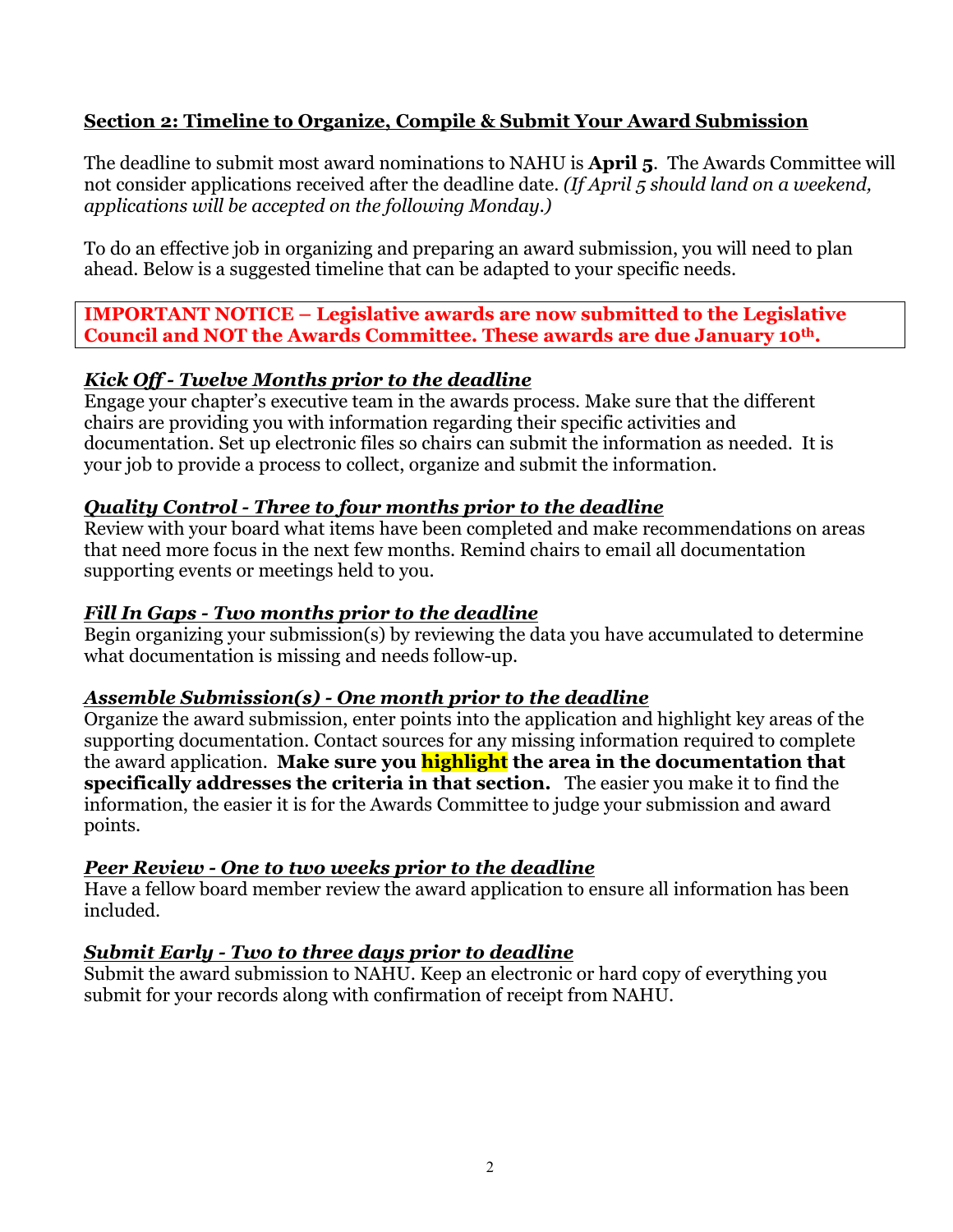## Section 2: Timeline to Organize, Compile & Submit Your Award Submission

The deadline to submit most award nominations to NAHU is **April 5**. The Awards Committee will not consider applications received after the deadline date. *(If April 5 should land on a weekend, applications will be accepted on the following Monday.)*

To do an effective job in organizing and preparing an award submission, you will need to plan ahead. Below is a suggested timeline that can be adapted to your specific needs.

**IMPORTANT NOTICE – Legislative awards are now submitted to the Legislative Council and NOT the Awards Committee. These awards are due January 10th.**

### *Kick Off - Twelve Months prior to the deadline*

Engage your chapter's executive team in the awards process. Make sure that the different chairs are providing you with information regarding their specific activities and documentation. Set up electronic files so chairs can submit the information as needed. It is your job to provide a process to collect, organize and submit the information.

### *Quality Control - Three to four months prior to the deadline*

Review with your board what items have been completed and make recommendations on areas that need more focus in the next few months. Remind chairs to email all documentation supporting events or meetings held to you.

### *Fill In Gaps - Two months prior to the deadline*

Begin organizing your submission(s) by reviewing the data you have accumulated to determine what documentation is missing and needs follow-up.

### *Assemble Submission(s) - One month prior to the deadline*

Organize the award submission, enter points into the application and highlight key areas of the supporting documentation. Contact sources for any missing information required to complete the award application. **Make sure you highlight the area in the documentation that specifically addresses the criteria in that section.** The easier you make it to find the information, the easier it is for the Awards Committee to judge your submission and award points.

### *Peer Review - One to two weeks prior to the deadline*

Have a fellow board member review the award application to ensure all information has been included.

### *Submit Early - Two to three days prior to deadline*

Submit the award submission to NAHU. Keep an electronic or hard copy of everything you submit for your records along with confirmation of receipt from NAHU.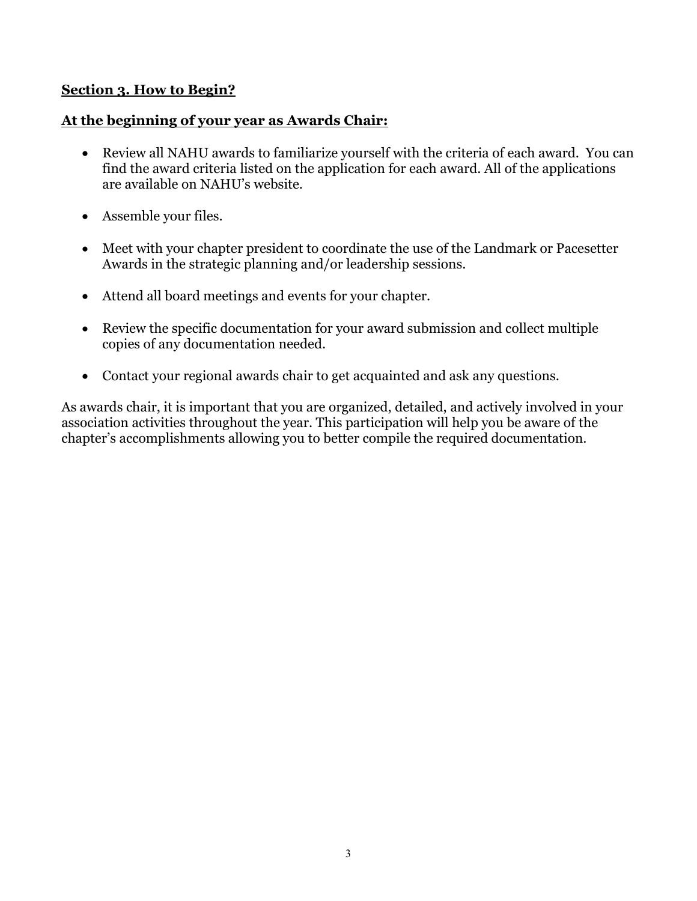## Section 3. How to Begin?

### At the beginning of your year as Awards Chair:

- Review all NAHU awards to familiarize yourself with the criteria of each award. You can find the award criteria listed on the application for each award. All of the applications are available on NAHU's website.
- Assemble your files.
- Meet with your chapter president to coordinate the use of the Landmark or Pacesetter Awards in the strategic planning and/or leadership sessions.
- Attend all board meetings and events for your chapter.
- Review the specific documentation for your award submission and collect multiple copies of any documentation needed.
- Contact your regional awards chair to get acquainted and ask any questions.

As awards chair, it is important that you are organized, detailed, and actively involved in your association activities throughout the year. This participation will help you be aware of the chapter's accomplishments allowing you to better compile the required documentation.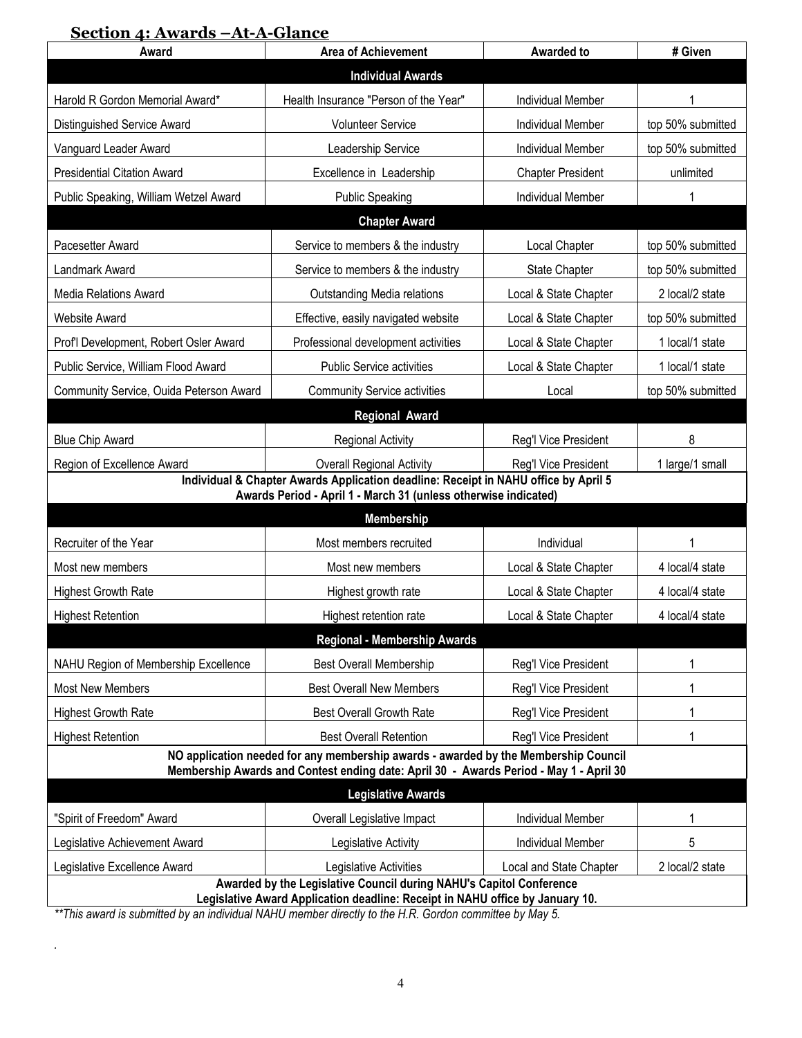## Section 4: Awards –At-A-Glance

| Award | Area of Achievement | Awarded to | # Given |
|---|---|---|---|
| **Individual Awards** | | | |
| Harold R Gordon Memorial Award* | Health Insurance "Person of the Year" | Individual Member | 1 |
| Distinguished Service Award | Volunteer Service | Individual Member | top 50% submitted |
| Vanguard Leader Award | Leadership Service | Individual Member | top 50% submitted |
| Presidential Citation Award | Excellence in Leadership | Chapter President | unlimited |
| Public Speaking, William Wetzel Award | Public Speaking | Individual Member | 1 |
| **Chapter Award** | | | |
| Pacesetter Award | Service to members & the industry | Local Chapter | top 50% submitted |
| Landmark Award | Service to members & the industry | State Chapter | top 50% submitted |
| Media Relations Award | Outstanding Media relations | Local & State Chapter | 2 local/2 state |
| Website Award | Effective, easily navigated website | Local & State Chapter | top 50% submitted |
| Prof'l Development, Robert Osler Award | Professional development activities | Local & State Chapter | 1 local/1 state |
| Public Service, William Flood Award | Public Service activities | Local & State Chapter | 1 local/1 state |
| Community Service, Ouida Peterson Award | Community Service activities | Local | top 50% submitted |
| **Regional Award** | | | |
| Blue Chip Award | Regional Activity | Reg'l Vice President | 8 |
| Region of Excellence Award | Overall Regional Activity | Reg'l Vice President | 1 large/1 small |
| **Individual & Chapter Awards Application deadline: Receipt in NAHU office by April 5 Awards Period - April 1 - March 31 (unless otherwise indicated)** | | | |
| **Membership** | | | |
| Recruiter of the Year | Most members recruited | Individual | 1 |
| Most new members | Most new members | Local & State Chapter | 4 local/4 state |
| Highest Growth Rate | Highest growth rate | Local & State Chapter | 4 local/4 state |
| Highest Retention | Highest retention rate | Local & State Chapter | 4 local/4 state |
| **Regional - Membership Awards** | | | |
| NAHU Region of Membership Excellence | Best Overall Membership | Reg'l Vice President | 1 |
| Most New Members | Best Overall New Members | Reg'l Vice President | 1 |
| Highest Growth Rate | Best Overall Growth Rate | Reg'l Vice President | 1 |
| Highest Retention | Best Overall Retention | Reg'l Vice President | 1 |
| **NO application needed for any membership awards - awarded by the Membership Council Membership Awards and Contest ending date: April 30 - Awards Period - May 1 - April 30** | | | |
| **Legislative Awards** | | | |
| "Spirit of Freedom" Award | Overall Legislative Impact | Individual Member | 1 |
| Legislative Achievement Award | Legislative Activity | Individual Member | 5 |
| Legislative Excellence Award | Legislative Activities | Local and State Chapter | 2 local/2 state |
| **Awarded by the Legislative Council during NAHU's Capitol Conference Legislative Award Application deadline: Receipt in NAHU office by January 10.** | | | |

*\*\*This award is submitted by an individual NAHU member directly to the H.R. Gordon committee by May 5.*

.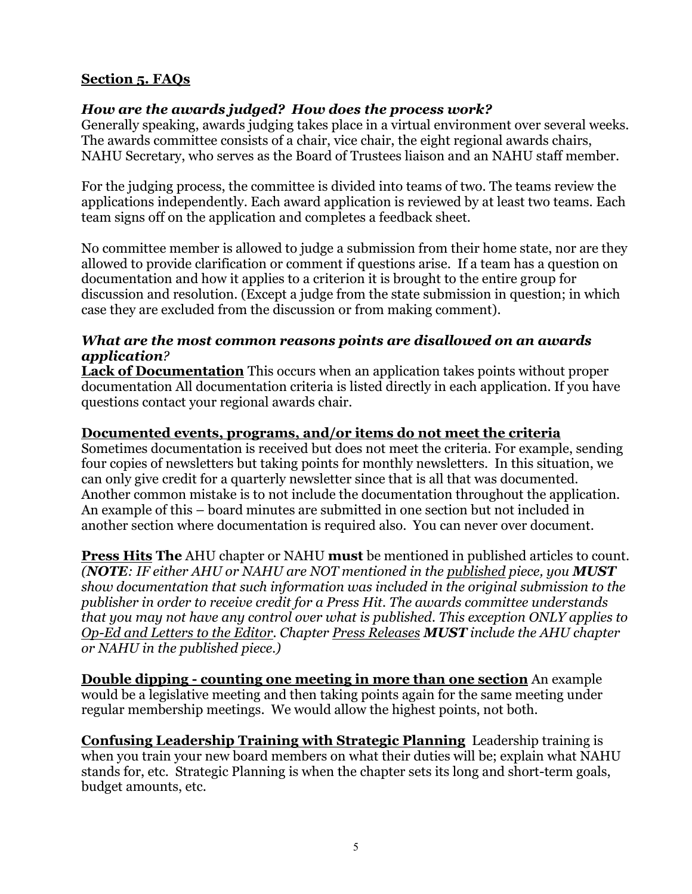## Section 5. FAQs

### *How are the awards judged? How does the process work?*

Generally speaking, awards judging takes place in a virtual environment over several weeks. The awards committee consists of a chair, vice chair, the eight regional awards chairs, NAHU Secretary, who serves as the Board of Trustees liaison and an NAHU staff member.

For the judging process, the committee is divided into teams of two. The teams review the applications independently. Each award application is reviewed by at least two teams. Each team signs off on the application and completes a feedback sheet.

No committee member is allowed to judge a submission from their home state, nor are they allowed to provide clarification or comment if questions arise. If a team has a question on documentation and how it applies to a criterion it is brought to the entire group for discussion and resolution. (Except a judge from the state submission in question; in which case they are excluded from the discussion or from making comment).

### *What are the most common reasons points are disallowed on an awards application?*

**Lack of Documentation** This occurs when an application takes points without proper documentation All documentation criteria is listed directly in each application. If you have questions contact your regional awards chair.

**Documented events, programs, and/or items do not meet the criteria**
Sometimes documentation is received but does not meet the criteria. For example, sending four copies of newsletters but taking points for monthly newsletters. In this situation, we can only give credit for a quarterly newsletter since that is all that was documented. Another common mistake is to not include the documentation throughout the application. An example of this – board minutes are submitted in one section but not included in another section where documentation is required also. You can never over document.

**Press Hits The** AHU chapter or NAHU **must** be mentioned in published articles to count. *(**NOTE**: IF either AHU or NAHU are NOT mentioned in the published piece, you **MUST** show documentation that such information was included in the original submission to the publisher in order to receive credit for a Press Hit. The awards committee understands that you may not have any control over what is published. This exception ONLY applies to Op-Ed and Letters to the Editor. Chapter Press Releases **MUST** include the AHU chapter or NAHU in the published piece.)*

**Double dipping - counting one meeting in more than one section** An example would be a legislative meeting and then taking points again for the same meeting under regular membership meetings. We would allow the highest points, not both.

**Confusing Leadership Training with Strategic Planning** Leadership training is when you train your new board members on what their duties will be; explain what NAHU stands for, etc. Strategic Planning is when the chapter sets its long and short-term goals, budget amounts, etc.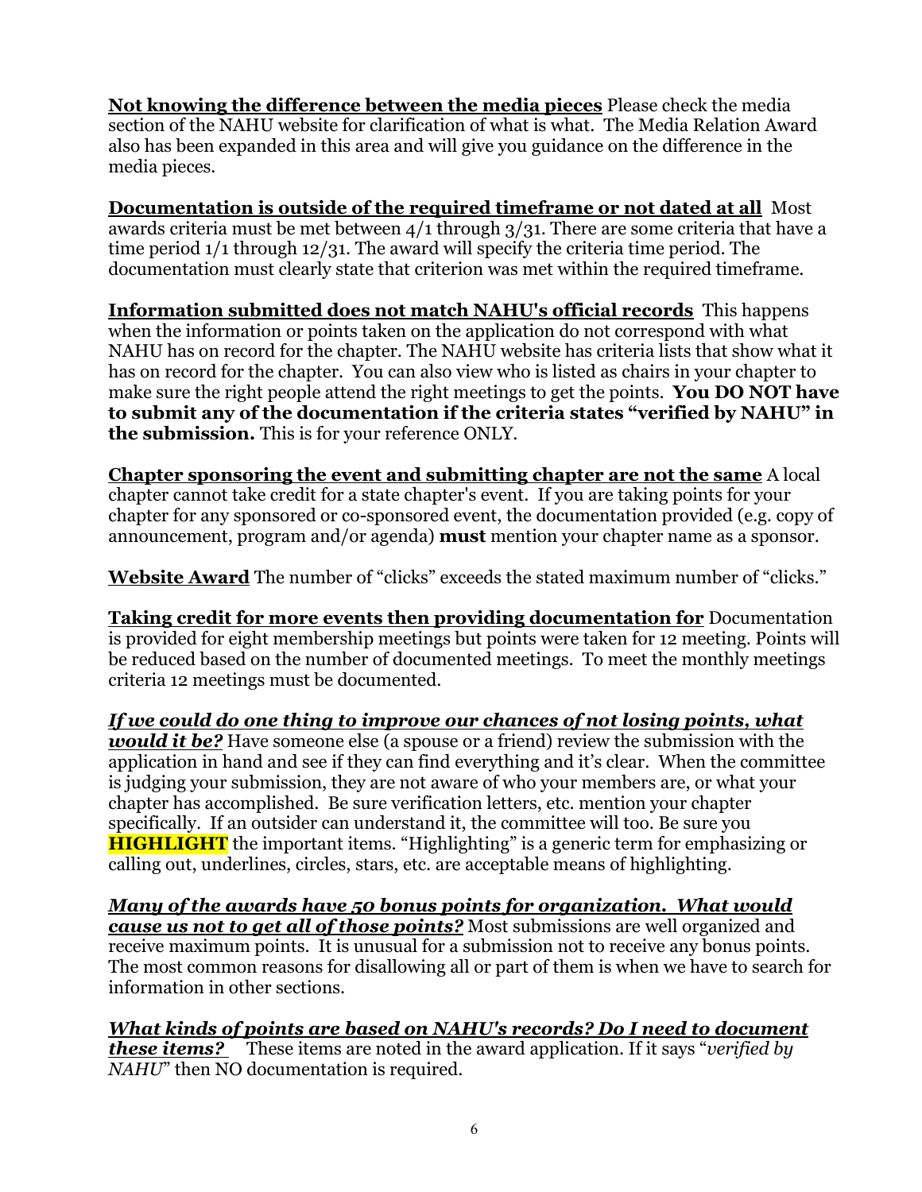**Not knowing the difference between the media pieces** Please check the media section of the NAHU website for clarification of what is what. The Media Relation Award also has been expanded in this area and will give you guidance on the difference in the media pieces.

**Documentation is outside of the required timeframe or not dated at all** Most awards criteria must be met between 4/1 through 3/31. There are some criteria that have a time period 1/1 through 12/31. The award will specify the criteria time period. The documentation must clearly state that criterion was met within the required timeframe.

**Information submitted does not match NAHU's official records** This happens when the information or points taken on the application do not correspond with what NAHU has on record for the chapter. The NAHU website has criteria lists that show what it has on record for the chapter. You can also view who is listed as chairs in your chapter to make sure the right people attend the right meetings to get the points. **You DO NOT have to submit any of the documentation if the criteria states "verified by NAHU" in the submission.** This is for your reference ONLY.

**Chapter sponsoring the event and submitting chapter are not the same** A local chapter cannot take credit for a state chapter's event. If you are taking points for your chapter for any sponsored or co-sponsored event, the documentation provided (e.g. copy of announcement, program and/or agenda) **must** mention your chapter name as a sponsor.

**Website Award** The number of "clicks" exceeds the stated maximum number of "clicks."

**Taking credit for more events then providing documentation for** Documentation is provided for eight membership meetings but points were taken for 12 meeting. Points will be reduced based on the number of documented meetings. To meet the monthly meetings criteria 12 meetings must be documented.

***If we could do one thing to improve our chances of not losing points, what would it be?*** Have someone else (a spouse or a friend) review the submission with the application in hand and see if they can find everything and it's clear. When the committee is judging your submission, they are not aware of who your members are, or what your chapter has accomplished. Be sure verification letters, etc. mention your chapter specifically. If an outsider can understand it, the committee will too. Be sure you **HIGHLIGHT** the important items. "Highlighting" is a generic term for emphasizing or calling out, underlines, circles, stars, etc. are acceptable means of highlighting.

***Many of the awards have 50 bonus points for organization. What would cause us not to get all of those points?*** Most submissions are well organized and receive maximum points. It is unusual for a submission not to receive any bonus points. The most common reasons for disallowing all or part of them is when we have to search for information in other sections.

***What kinds of points are based on NAHU's records? Do I need to document these items?*** These items are noted in the award application. If it says "*verified by NAHU*" then NO documentation is required.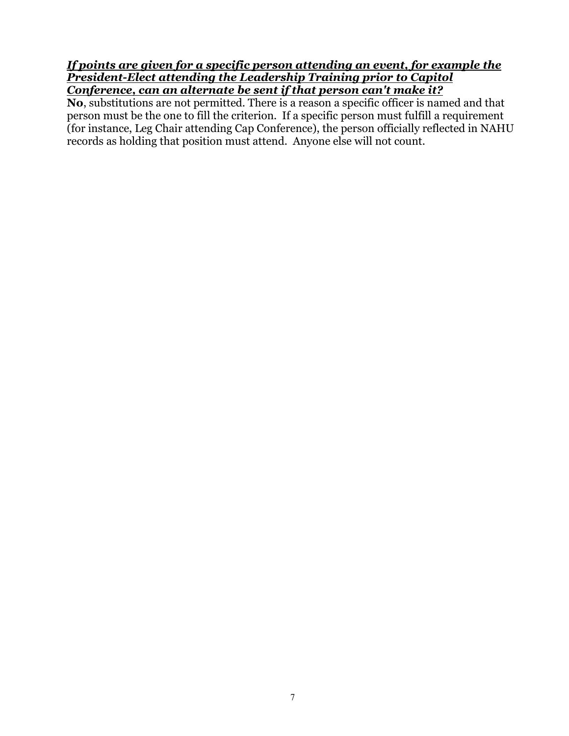***If points are given for a specific person attending an event, for example the President-Elect attending the Leadership Training prior to Capitol Conference, can an alternate be sent if that person can't make it?***

**No**, substitutions are not permitted. There is a reason a specific officer is named and that person must be the one to fill the criterion. If a specific person must fulfill a requirement (for instance, Leg Chair attending Cap Conference), the person officially reflected in NAHU records as holding that position must attend. Anyone else will not count.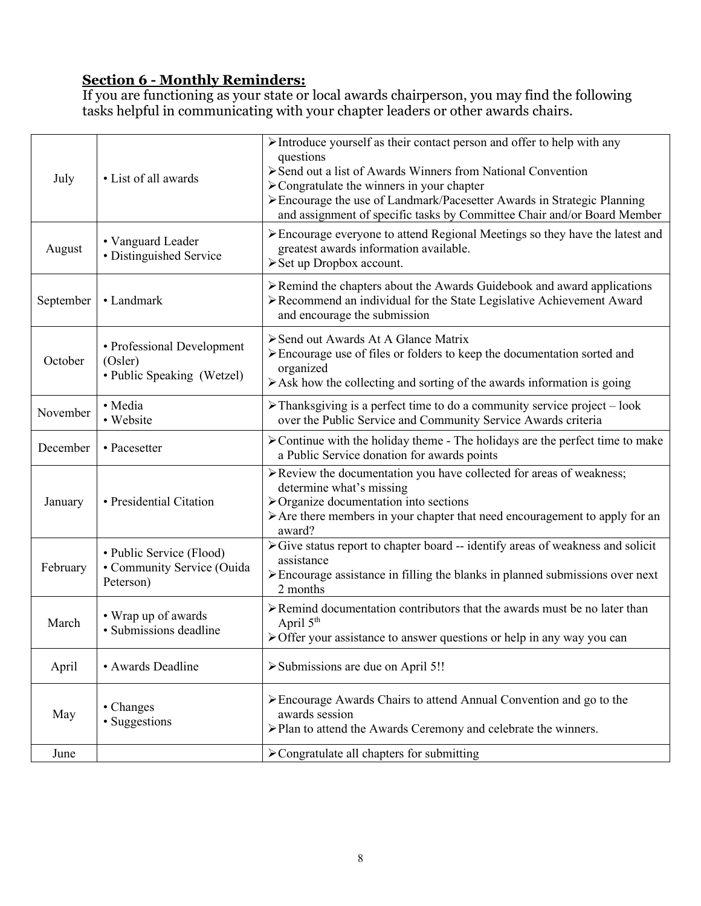## Section 6 - Monthly Reminders:

If you are functioning as your state or local awards chairperson, you may find the following tasks helpful in communicating with your chapter leaders or other awards chairs.

| | | |
|---|---|---|
| July | • List of all awards | ➢ Introduce yourself as their contact person and offer to help with any questions<br>➢ Send out a list of Awards Winners from National Convention<br>➢ Congratulate the winners in your chapter<br>➢ Encourage the use of Landmark/Pacesetter Awards in Strategic Planning and assignment of specific tasks by Committee Chair and/or Board Member |
| August | • Vanguard Leader<br>• Distinguished Service | ➢ Encourage everyone to attend Regional Meetings so they have the latest and greatest awards information available.<br>➢ Set up Dropbox account. |
| September | • Landmark | ➢ Remind the chapters about the Awards Guidebook and award applications<br>➢ Recommend an individual for the State Legislative Achievement Award and encourage the submission |
| October | • Professional Development (Osler)<br>• Public Speaking (Wetzel) | ➢ Send out Awards At A Glance Matrix<br>➢ Encourage use of files or folders to keep the documentation sorted and organized<br>➢ Ask how the collecting and sorting of the awards information is going |
| November | • Media<br>• Website | ➢ Thanksgiving is a perfect time to do a community service project – look over the Public Service and Community Service Awards criteria |
| December | • Pacesetter | ➢ Continue with the holiday theme - The holidays are the perfect time to make a Public Service donation for awards points |
| January | • Presidential Citation | ➢ Review the documentation you have collected for areas of weakness; determine what's missing<br>➢ Organize documentation into sections<br>➢ Are there members in your chapter that need encouragement to apply for an award? |
| February | • Public Service (Flood)<br>• Community Service (Ouida Peterson) | ➢ Give status report to chapter board -- identify areas of weakness and solicit assistance<br>➢ Encourage assistance in filling the blanks in planned submissions over next 2 months |
| March | • Wrap up of awards<br>• Submissions deadline | ➢ Remind documentation contributors that the awards must be no later than April 5th<br>➢ Offer your assistance to answer questions or help in any way you can |
| April | • Awards Deadline | ➢ Submissions are due on April 5!! |
| May | • Changes<br>• Suggestions | ➢ Encourage Awards Chairs to attend Annual Convention and go to the awards session<br>➢ Plan to attend the Awards Ceremony and celebrate the winners. |
| June | | ➢ Congratulate all chapters for submitting |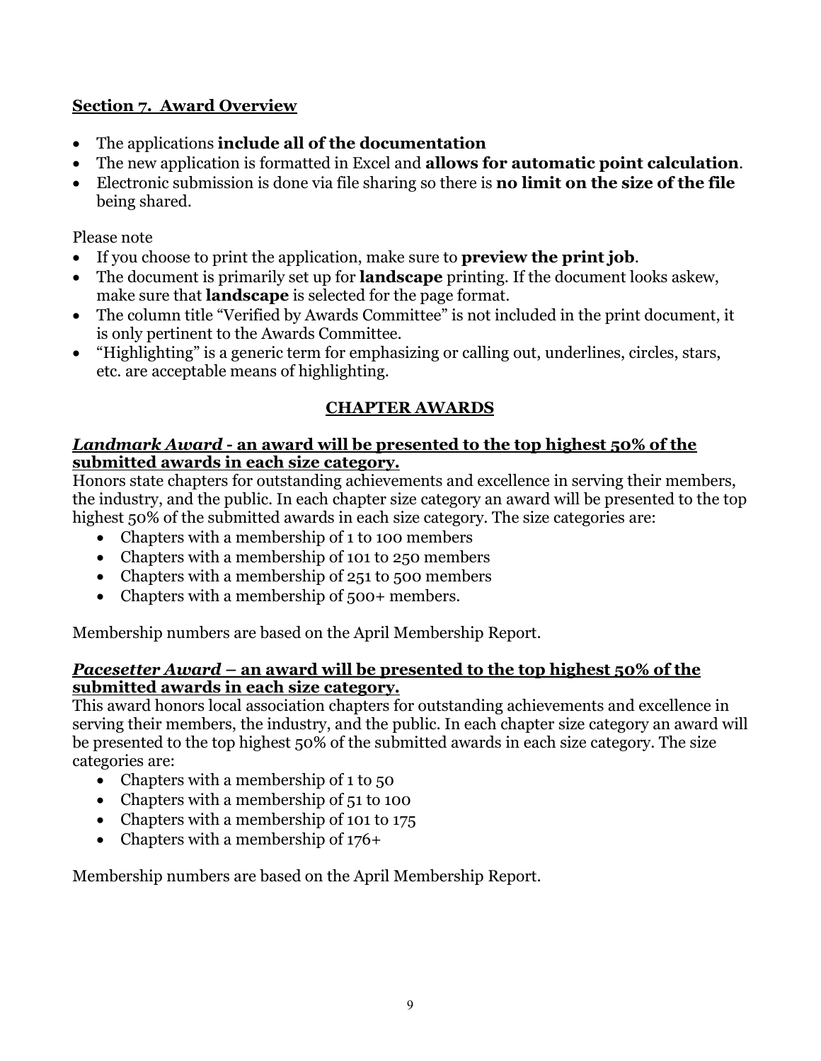## Section 7. Award Overview

- The applications **include all of the documentation**
- The new application is formatted in Excel and **allows for automatic point calculation**.
- Electronic submission is done via file sharing so there is **no limit on the size of the file** being shared.

Please note

- If you choose to print the application, make sure to **preview the print job**.
- The document is primarily set up for **landscape** printing. If the document looks askew, make sure that **landscape** is selected for the page format.
- The column title "Verified by Awards Committee" is not included in the print document, it is only pertinent to the Awards Committee.
- "Highlighting" is a generic term for emphasizing or calling out, underlines, circles, stars, etc. are acceptable means of highlighting.

## CHAPTER AWARDS

### *Landmark Award* - an award will be presented to the top highest 50% of the submitted awards in each size category.

Honors state chapters for outstanding achievements and excellence in serving their members, the industry, and the public. In each chapter size category an award will be presented to the top highest 50% of the submitted awards in each size category. The size categories are:

- Chapters with a membership of 1 to 100 members
- Chapters with a membership of 101 to 250 members
- Chapters with a membership of 251 to 500 members
- Chapters with a membership of 500+ members.

Membership numbers are based on the April Membership Report.

### *Pacesetter Award* – an award will be presented to the top highest 50% of the submitted awards in each size category.

This award honors local association chapters for outstanding achievements and excellence in serving their members, the industry, and the public. In each chapter size category an award will be presented to the top highest 50% of the submitted awards in each size category. The size categories are:

- Chapters with a membership of 1 to 50
- Chapters with a membership of 51 to 100
- Chapters with a membership of 101 to 175
- Chapters with a membership of 176+

Membership numbers are based on the April Membership Report.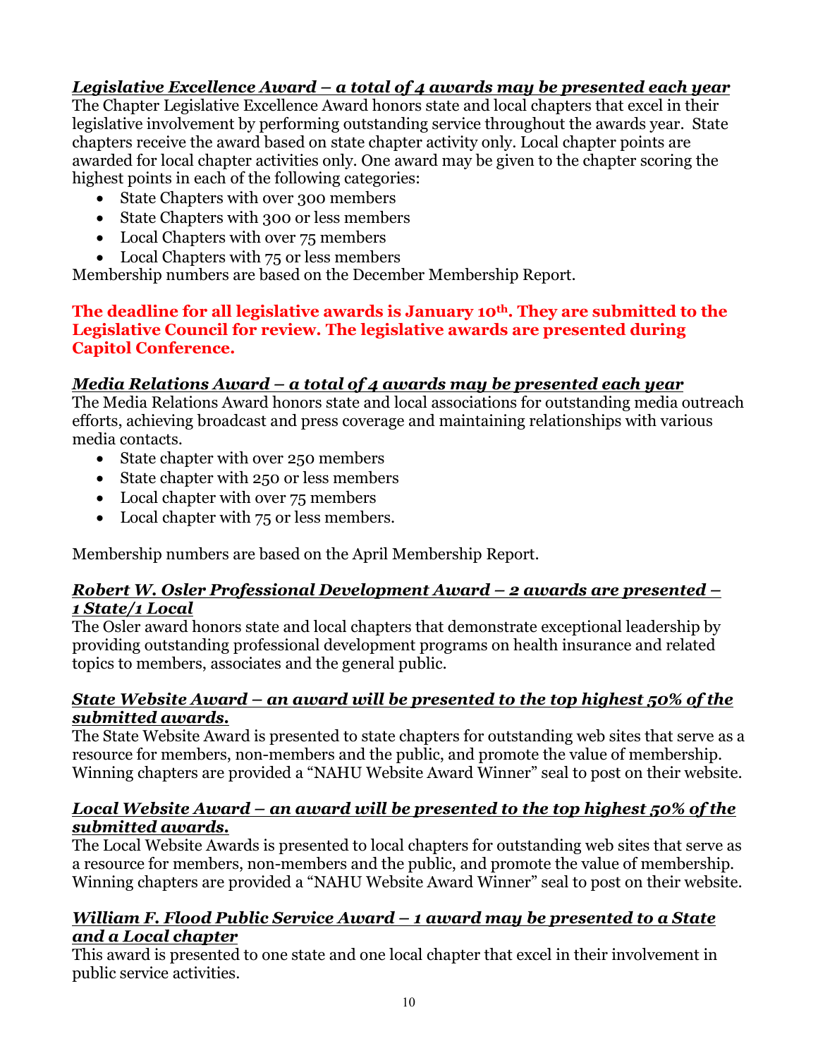***Legislative Excellence Award – a total of 4 awards may be presented each year***

The Chapter Legislative Excellence Award honors state and local chapters that excel in their legislative involvement by performing outstanding service throughout the awards year. State chapters receive the award based on state chapter activity only. Local chapter points are awarded for local chapter activities only. One award may be given to the chapter scoring the highest points in each of the following categories:

- State Chapters with over 300 members
- State Chapters with 300 or less members
- Local Chapters with over 75 members
- Local Chapters with 75 or less members

Membership numbers are based on the December Membership Report.

**The deadline for all legislative awards is January 10th. They are submitted to the Legislative Council for review. The legislative awards are presented during Capitol Conference.**

***Media Relations Award – a total of 4 awards may be presented each year***

The Media Relations Award honors state and local associations for outstanding media outreach efforts, achieving broadcast and press coverage and maintaining relationships with various media contacts.

- State chapter with over 250 members
- State chapter with 250 or less members
- Local chapter with over 75 members
- Local chapter with 75 or less members.

Membership numbers are based on the April Membership Report.

***Robert W. Osler Professional Development Award – 2 awards are presented – 1 State/1 Local***

The Osler award honors state and local chapters that demonstrate exceptional leadership by providing outstanding professional development programs on health insurance and related topics to members, associates and the general public.

***State Website Award – an award will be presented to the top highest 50% of the submitted awards.***

The State Website Award is presented to state chapters for outstanding web sites that serve as a resource for members, non-members and the public, and promote the value of membership. Winning chapters are provided a "NAHU Website Award Winner" seal to post on their website.

***Local Website Award – an award will be presented to the top highest 50% of the submitted awards.***

The Local Website Awards is presented to local chapters for outstanding web sites that serve as a resource for members, non-members and the public, and promote the value of membership. Winning chapters are provided a "NAHU Website Award Winner" seal to post on their website.

***William F. Flood Public Service Award – 1 award may be presented to a State and a Local chapter***

This award is presented to one state and one local chapter that excel in their involvement in public service activities.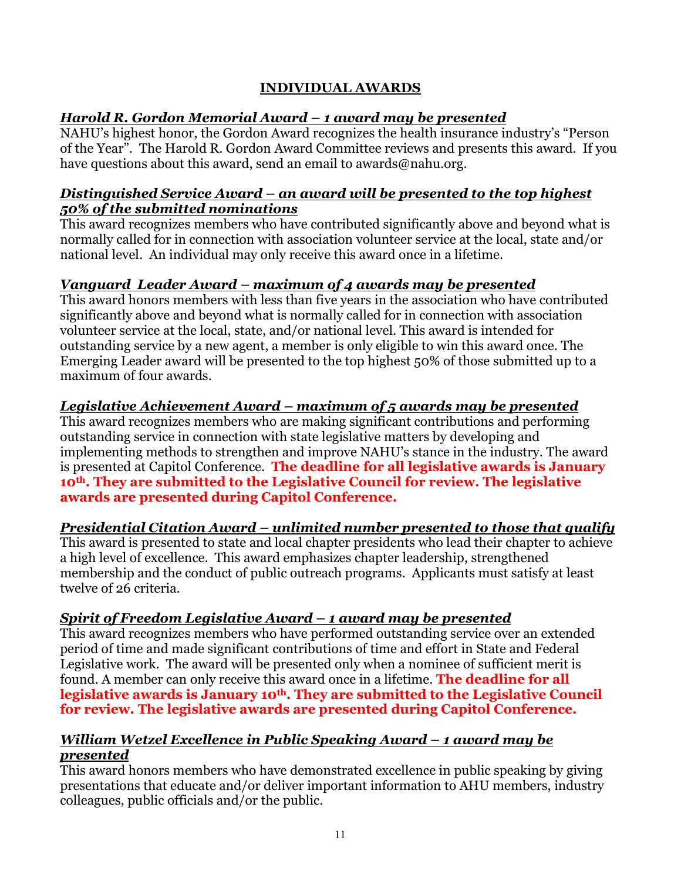## INDIVIDUAL AWARDS

***Harold R. Gordon Memorial Award – 1 award may be presented***

NAHU's highest honor, the Gordon Award recognizes the health insurance industry's "Person of the Year". The Harold R. Gordon Award Committee reviews and presents this award. If you have questions about this award, send an email to awards@nahu.org.

***Distinguished Service Award – an award will be presented to the top highest 50% of the submitted nominations***

This award recognizes members who have contributed significantly above and beyond what is normally called for in connection with association volunteer service at the local, state and/or national level. An individual may only receive this award once in a lifetime.

***Vanguard Leader Award – maximum of 4 awards may be presented***

This award honors members with less than five years in the association who have contributed significantly above and beyond what is normally called for in connection with association volunteer service at the local, state, and/or national level. This award is intended for outstanding service by a new agent, a member is only eligible to win this award once. The Emerging Leader award will be presented to the top highest 50% of those submitted up to a maximum of four awards.

***Legislative Achievement Award – maximum of 5 awards may be presented***

This award recognizes members who are making significant contributions and performing outstanding service in connection with state legislative matters by developing and implementing methods to strengthen and improve NAHU's stance in the industry. The award is presented at Capitol Conference. **The deadline for all legislative awards is January 10th. They are submitted to the Legislative Council for review. The legislative awards are presented during Capitol Conference.**

***Presidential Citation Award – unlimited number presented to those that qualify***

This award is presented to state and local chapter presidents who lead their chapter to achieve a high level of excellence. This award emphasizes chapter leadership, strengthened membership and the conduct of public outreach programs. Applicants must satisfy at least twelve of 26 criteria.

***Spirit of Freedom Legislative Award – 1 award may be presented***

This award recognizes members who have performed outstanding service over an extended period of time and made significant contributions of time and effort in State and Federal Legislative work. The award will be presented only when a nominee of sufficient merit is found. A member can only receive this award once in a lifetime. **The deadline for all legislative awards is January 10th. They are submitted to the Legislative Council for review. The legislative awards are presented during Capitol Conference.**

***William Wetzel Excellence in Public Speaking Award – 1 award may be presented***

This award honors members who have demonstrated excellence in public speaking by giving presentations that educate and/or deliver important information to AHU members, industry colleagues, public officials and/or the public.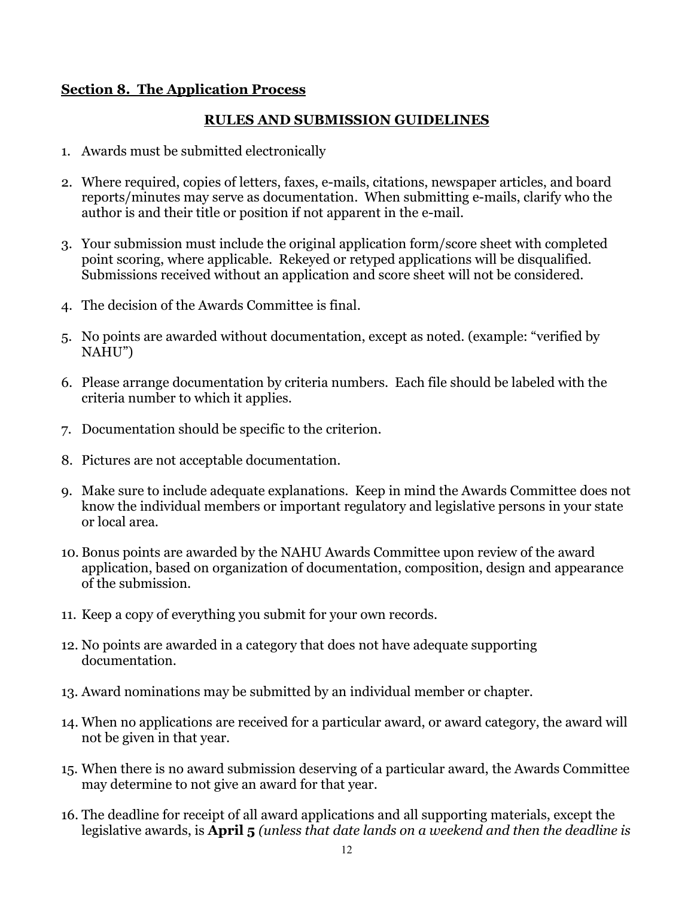## Section 8. The Application Process

### RULES AND SUBMISSION GUIDELINES

1. Awards must be submitted electronically

2. Where required, copies of letters, faxes, e-mails, citations, newspaper articles, and board reports/minutes may serve as documentation. When submitting e-mails, clarify who the author is and their title or position if not apparent in the e-mail.

3. Your submission must include the original application form/score sheet with completed point scoring, where applicable. Rekeyed or retyped applications will be disqualified. Submissions received without an application and score sheet will not be considered.

4. The decision of the Awards Committee is final.

5. No points are awarded without documentation, except as noted. (example: "verified by NAHU")

6. Please arrange documentation by criteria numbers. Each file should be labeled with the criteria number to which it applies.

7. Documentation should be specific to the criterion.

8. Pictures are not acceptable documentation.

9. Make sure to include adequate explanations. Keep in mind the Awards Committee does not know the individual members or important regulatory and legislative persons in your state or local area.

10. Bonus points are awarded by the NAHU Awards Committee upon review of the award application, based on organization of documentation, composition, design and appearance of the submission.

11. Keep a copy of everything you submit for your own records.

12. No points are awarded in a category that does not have adequate supporting documentation.

13. Award nominations may be submitted by an individual member or chapter.

14. When no applications are received for a particular award, or award category, the award will not be given in that year.

15. When there is no award submission deserving of a particular award, the Awards Committee may determine to not give an award for that year.

16. The deadline for receipt of all award applications and all supporting materials, except the legislative awards, is **April 5** *(unless that date lands on a weekend and then the deadline is*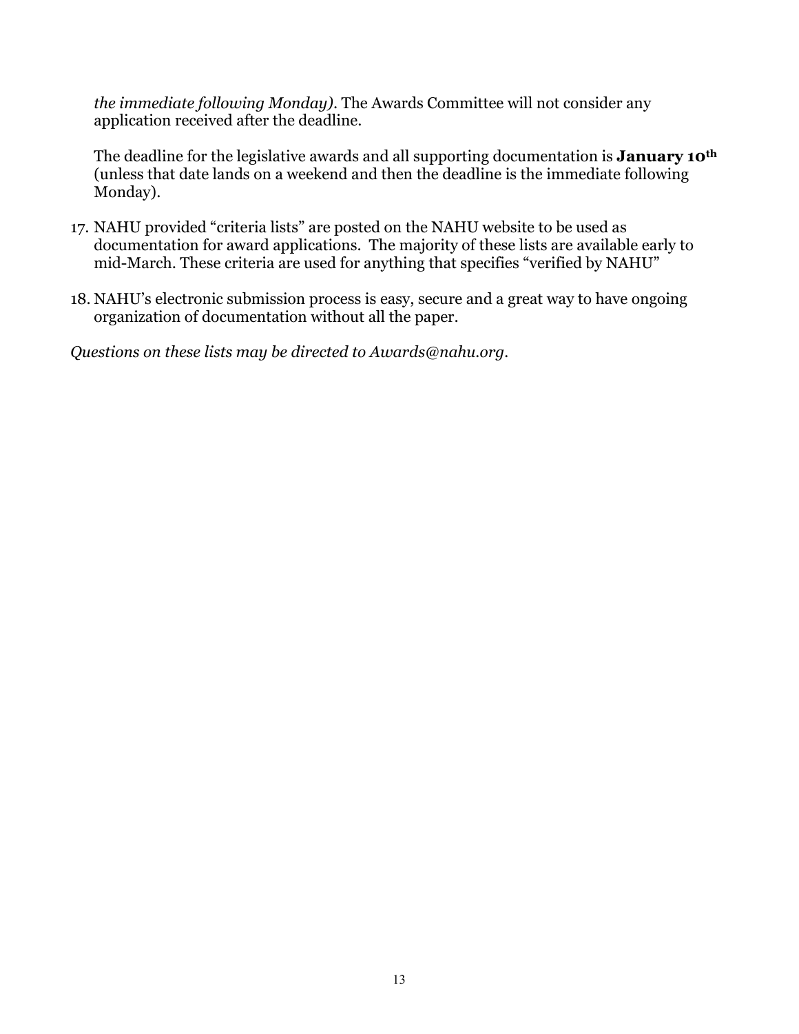*the immediate following Monday)*. The Awards Committee will not consider any application received after the deadline.

The deadline for the legislative awards and all supporting documentation is **January 10th** (unless that date lands on a weekend and then the deadline is the immediate following Monday).

17. NAHU provided "criteria lists" are posted on the NAHU website to be used as documentation for award applications. The majority of these lists are available early to mid-March. These criteria are used for anything that specifies "verified by NAHU"

18. NAHU's electronic submission process is easy, secure and a great way to have ongoing organization of documentation without all the paper.

*Questions on these lists may be directed to Awards@nahu.org.*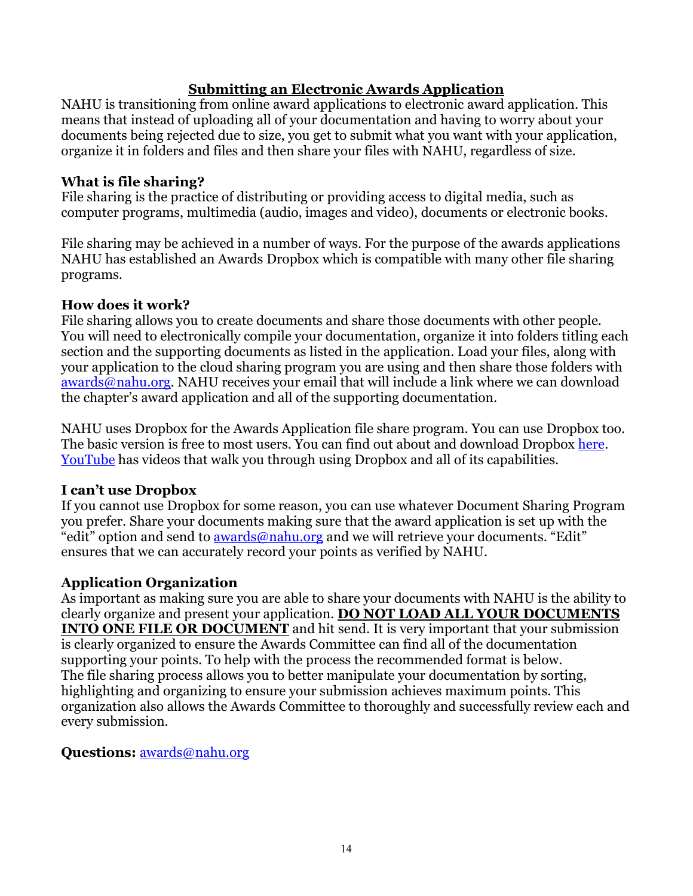## Submitting an Electronic Awards Application

NAHU is transitioning from online award applications to electronic award application. This means that instead of uploading all of your documentation and having to worry about your documents being rejected due to size, you get to submit what you want with your application, organize it in folders and files and then share your files with NAHU, regardless of size.

### What is file sharing?

File sharing is the practice of distributing or providing access to digital media, such as computer programs, multimedia (audio, images and video), documents or electronic books.

File sharing may be achieved in a number of ways. For the purpose of the awards applications NAHU has established an Awards Dropbox which is compatible with many other file sharing programs.

### How does it work?

File sharing allows you to create documents and share those documents with other people. You will need to electronically compile your documentation, organize it into folders titling each section and the supporting documents as listed in the application. Load your files, along with your application to the cloud sharing program you are using and then share those folders with awards@nahu.org. NAHU receives your email that will include a link where we can download the chapter's award application and all of the supporting documentation.

NAHU uses Dropbox for the Awards Application file share program. You can use Dropbox too. The basic version is free to most users. You can find out about and download Dropbox here. YouTube has videos that walk you through using Dropbox and all of its capabilities.

### I can't use Dropbox

If you cannot use Dropbox for some reason, you can use whatever Document Sharing Program you prefer. Share your documents making sure that the award application is set up with the "edit" option and send to awards@nahu.org and we will retrieve your documents. "Edit" ensures that we can accurately record your points as verified by NAHU.

### Application Organization

As important as making sure you are able to share your documents with NAHU is the ability to clearly organize and present your application. **DO NOT LOAD ALL YOUR DOCUMENTS INTO ONE FILE OR DOCUMENT** and hit send. It is very important that your submission is clearly organized to ensure the Awards Committee can find all of the documentation supporting your points. To help with the process the recommended format is below. The file sharing process allows you to better manipulate your documentation by sorting, highlighting and organizing to ensure your submission achieves maximum points. This organization also allows the Awards Committee to thoroughly and successfully review each and every submission.

**Questions:** awards@nahu.org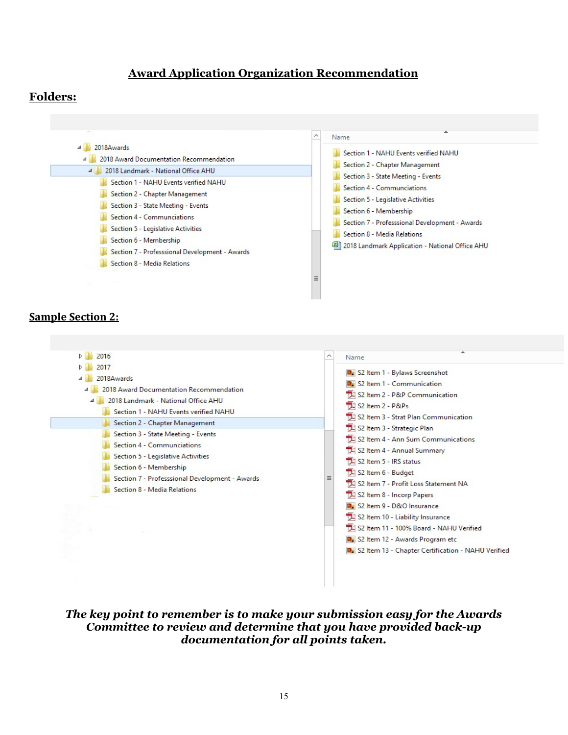# Award Application Organization Recommendation

## Folders:

2018Awards
- 2018 Award Documentation Recommendation
  - 2018 Landmark - National Office AHU
    - Section 1 - NAHU Events verified NAHU
    - Section 2 - Chapter Management
    - Section 3 - State Meeting - Events
    - Section 4 - Communciations
    - Section 5 - Legislative Activities
    - Section 6 - Membership
    - Section 7 - Professsional Development - Awards
    - Section 8 - Media Relations

Name
- Section 1 - NAHU Events verified NAHU
- Section 2 - Chapter Management
- Section 3 - State Meeting - Events
- Section 4 - Communciations
- Section 5 - Legislative Activities
- Section 6 - Membership
- Section 7 - Professsional Development - Awards
- Section 8 - Media Relations
- 2018 Landmark Application - National Office AHU

## Sample Section 2:

- 2016
- 2017
- 2018Awards
  - 2018 Award Documentation Recommendation
    - 2018 Landmark - National Office AHU
      - Section 1 - NAHU Events verified NAHU
      - Section 2 - Chapter Management
      - Section 3 - State Meeting - Events
      - Section 4 - Communciations
      - Section 5 - Legislative Activities
      - Section 6 - Membership
      - Section 7 - Professsional Development - Awards
      - Section 8 - Media Relations

Name
- S2 Item 1 - Bylaws Screenshot
- S2 Item 1 - Communication
- S2 Item 2 - P&P Communication
- S2 Item 2 - P&Ps
- S2 Item 3 - Strat Plan Communication
- S2 Item 3 - Strategic Plan
- S2 Item 4 - Ann Sum Communications
- S2 Item 4 - Annual Summary
- S2 Item 5 - IRS status
- S2 Item 6 - Budget
- S2 Item 7 - Profit Loss Statement NA
- S2 Item 8 - Incorp Papers
- S2 Item 9 - D&O Insurance
- S2 Item 10 - Liability Insurance
- S2 Item 11 - 100% Board - NAHU Verified
- S2 Item 12 - Awards Program etc
- S2 Item 13 - Chapter Certification - NAHU Verified

***The key point to remember is to make your submission easy for the Awards Committee to review and determine that you have provided back-up documentation for all points taken.***